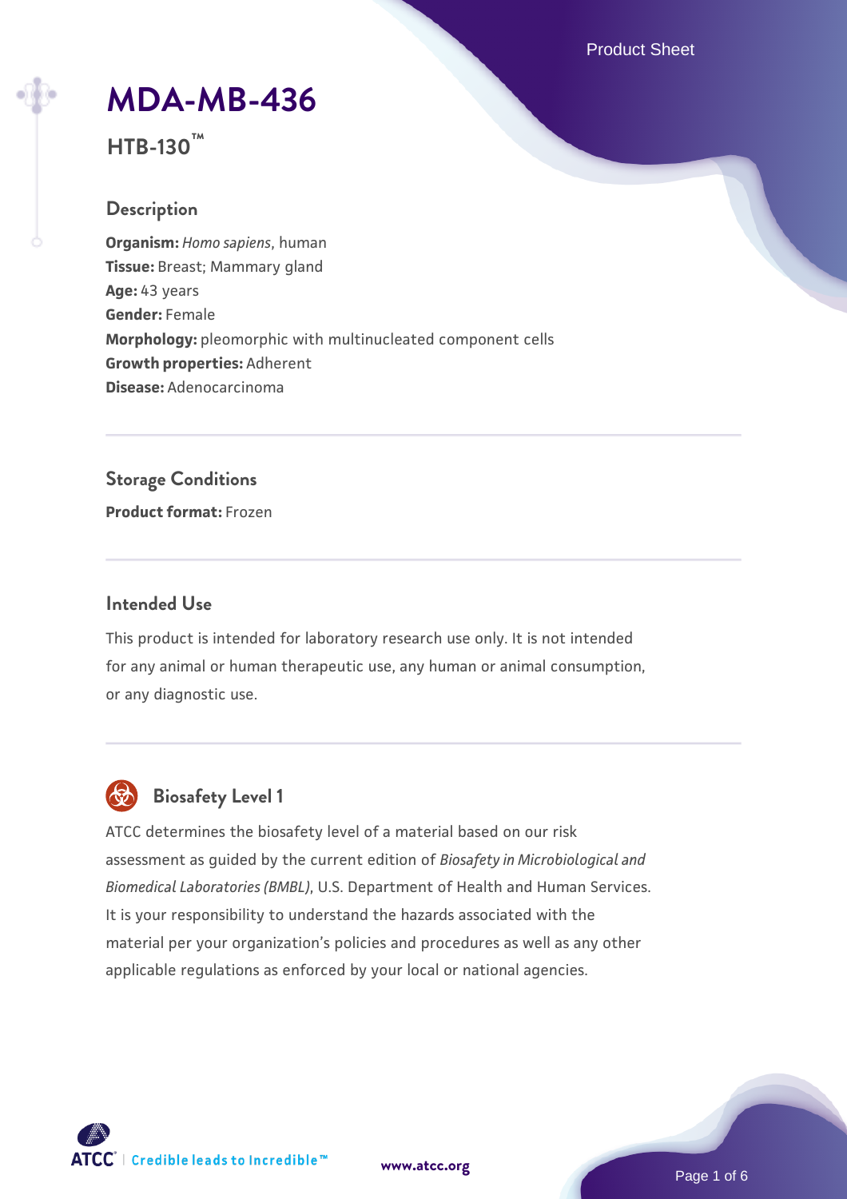# MDA-MB-436

**HTB-130™**

## Description

**Organism:** *Homo sapiens*, human
**Tissue:** Breast; Mammary gland
**Age:** 43 years
**Gender:** Female
**Morphology:** pleomorphic with multinucleated component cells
**Growth properties:** Adherent
**Disease:** Adenocarcinoma

## Storage Conditions

**Product format:** Frozen

## Intended Use

This product is intended for laboratory research use only. It is not intended for any animal or human therapeutic use, any human or animal consumption, or any diagnostic use.

## Biosafety Level 1

ATCC determines the biosafety level of a material based on our risk assessment as guided by the current edition of *Biosafety in Microbiological and Biomedical Laboratories (BMBL)*, U.S. Department of Health and Human Services. It is your responsibility to understand the hazards associated with the material per your organization's policies and procedures as well as any other applicable regulations as enforced by your local or national agencies.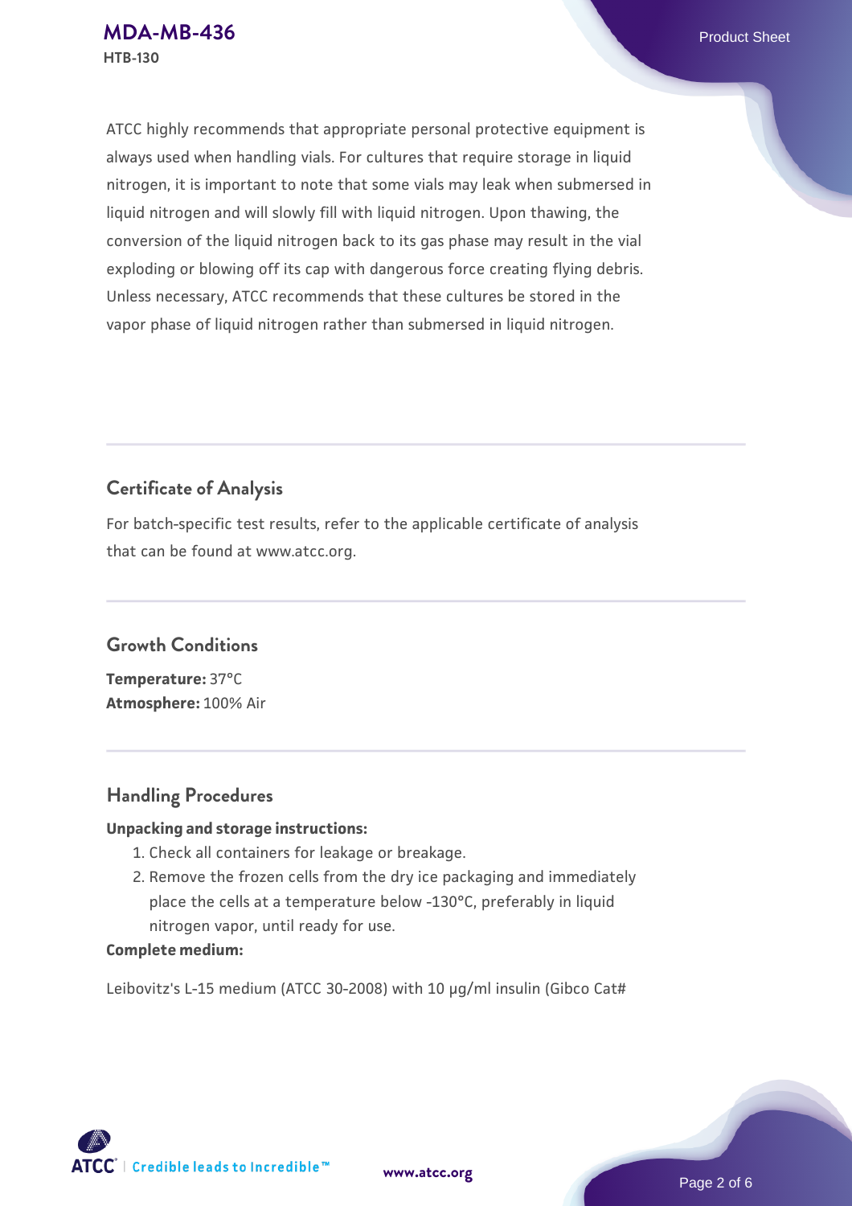ATCC highly recommends that appropriate personal protective equipment is always used when handling vials. For cultures that require storage in liquid nitrogen, it is important to note that some vials may leak when submersed in liquid nitrogen and will slowly fill with liquid nitrogen. Upon thawing, the conversion of the liquid nitrogen back to its gas phase may result in the vial exploding or blowing off its cap with dangerous force creating flying debris. Unless necessary, ATCC recommends that these cultures be stored in the vapor phase of liquid nitrogen rather than submersed in liquid nitrogen.

## Certificate of Analysis

For batch-specific test results, refer to the applicable certificate of analysis that can be found at www.atcc.org.

## Growth Conditions

**Temperature:** 37°C
**Atmosphere:** 100% Air

## Handling Procedures

**Unpacking and storage instructions:**

1. Check all containers for leakage or breakage.
2. Remove the frozen cells from the dry ice packaging and immediately place the cells at a temperature below -130°C, preferably in liquid nitrogen vapor, until ready for use.

**Complete medium:**

Leibovitz's L-15 medium (ATCC 30-2008) with 10 µg/ml insulin (Gibco Cat#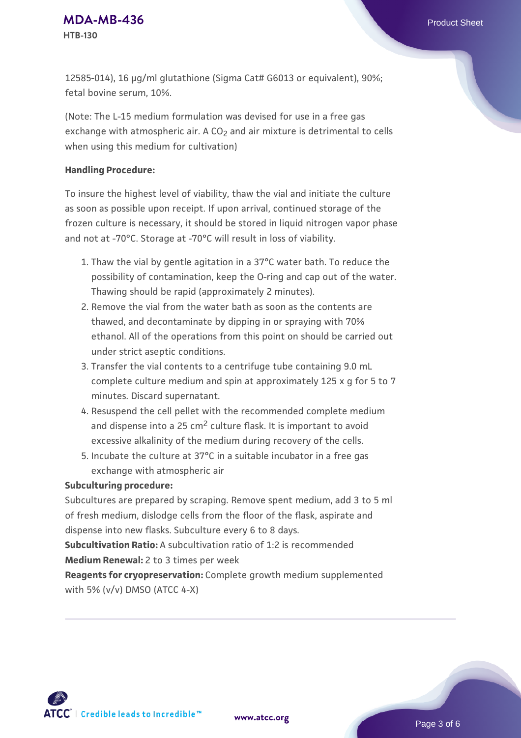12585-014), 16 µg/ml glutathione (Sigma Cat# G6013 or equivalent), 90%; fetal bovine serum, 10%.

(Note: The L-15 medium formulation was devised for use in a free gas exchange with atmospheric air. A $CO_2$ and air mixture is detrimental to cells when using this medium for cultivation)

**Handling Procedure:**

To insure the highest level of viability, thaw the vial and initiate the culture as soon as possible upon receipt. If upon arrival, continued storage of the frozen culture is necessary, it should be stored in liquid nitrogen vapor phase and not at -70°C. Storage at -70°C will result in loss of viability.

1. Thaw the vial by gentle agitation in a 37°C water bath. To reduce the possibility of contamination, keep the O-ring and cap out of the water. Thawing should be rapid (approximately 2 minutes).
2. Remove the vial from the water bath as soon as the contents are thawed, and decontaminate by dipping in or spraying with 70% ethanol. All of the operations from this point on should be carried out under strict aseptic conditions.
3. Transfer the vial contents to a centrifuge tube containing 9.0 mL complete culture medium and spin at approximately 125 x g for 5 to 7 minutes. Discard supernatant.
4. Resuspend the cell pellet with the recommended complete medium and dispense into a 25 $cm^2$ culture flask. It is important to avoid excessive alkalinity of the medium during recovery of the cells.
5. Incubate the culture at 37°C in a suitable incubator in a free gas exchange with atmospheric air

**Subculturing procedure:**

Subcultures are prepared by scraping. Remove spent medium, add 3 to 5 ml of fresh medium, dislodge cells from the floor of the flask, aspirate and dispense into new flasks. Subculture every 6 to 8 days.

**Subcultivation Ratio:** A subcultivation ratio of 1:2 is recommended

**Medium Renewal:** 2 to 3 times per week

**Reagents for cryopreservation:** Complete growth medium supplemented with 5% (v/v) DMSO (ATCC 4-X)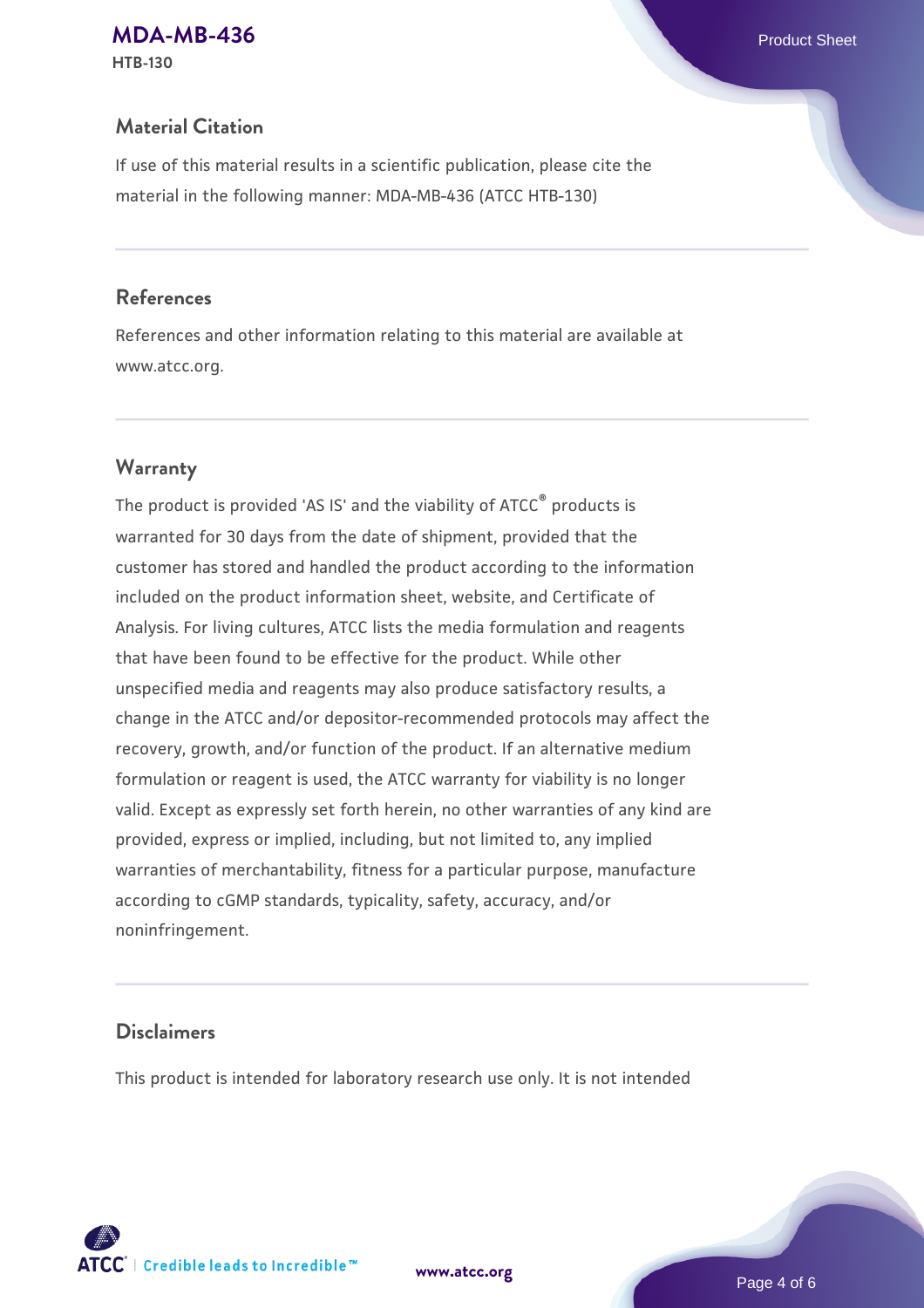## Material Citation

If use of this material results in a scientific publication, please cite the material in the following manner: MDA-MB-436 (ATCC HTB-130)

## References

References and other information relating to this material are available at www.atcc.org.

## Warranty

The product is provided 'AS IS' and the viability of ATCC® products is warranted for 30 days from the date of shipment, provided that the customer has stored and handled the product according to the information included on the product information sheet, website, and Certificate of Analysis. For living cultures, ATCC lists the media formulation and reagents that have been found to be effective for the product. While other unspecified media and reagents may also produce satisfactory results, a change in the ATCC and/or depositor-recommended protocols may affect the recovery, growth, and/or function of the product. If an alternative medium formulation or reagent is used, the ATCC warranty for viability is no longer valid. Except as expressly set forth herein, no other warranties of any kind are provided, express or implied, including, but not limited to, any implied warranties of merchantability, fitness for a particular purpose, manufacture according to cGMP standards, typicality, safety, accuracy, and/or noninfringement.

## Disclaimers

This product is intended for laboratory research use only. It is not intended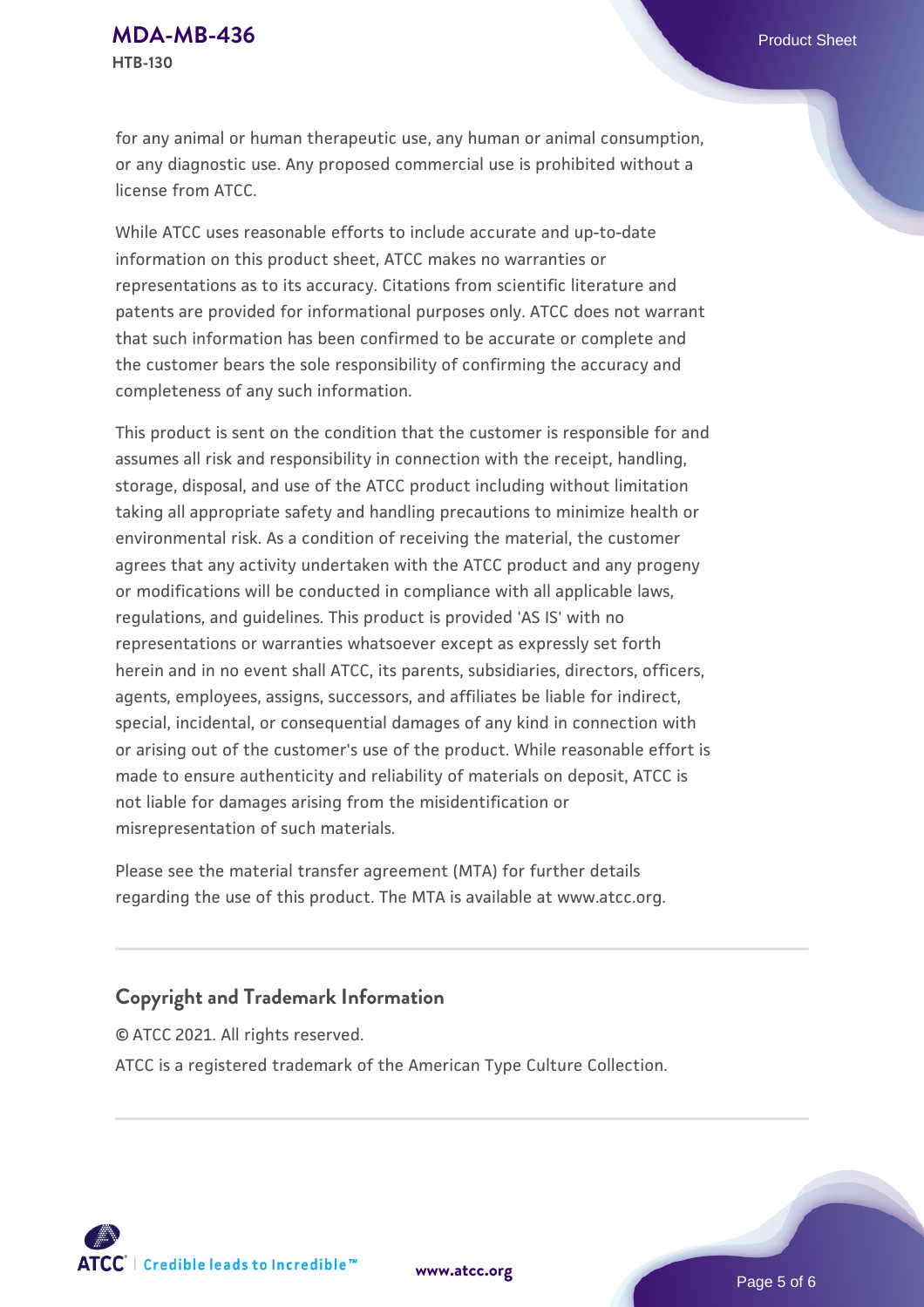for any animal or human therapeutic use, any human or animal consumption, or any diagnostic use. Any proposed commercial use is prohibited without a license from ATCC.

While ATCC uses reasonable efforts to include accurate and up-to-date information on this product sheet, ATCC makes no warranties or representations as to its accuracy. Citations from scientific literature and patents are provided for informational purposes only. ATCC does not warrant that such information has been confirmed to be accurate or complete and the customer bears the sole responsibility of confirming the accuracy and completeness of any such information.

This product is sent on the condition that the customer is responsible for and assumes all risk and responsibility in connection with the receipt, handling, storage, disposal, and use of the ATCC product including without limitation taking all appropriate safety and handling precautions to minimize health or environmental risk. As a condition of receiving the material, the customer agrees that any activity undertaken with the ATCC product and any progeny or modifications will be conducted in compliance with all applicable laws, regulations, and guidelines. This product is provided 'AS IS' with no representations or warranties whatsoever except as expressly set forth herein and in no event shall ATCC, its parents, subsidiaries, directors, officers, agents, employees, assigns, successors, and affiliates be liable for indirect, special, incidental, or consequential damages of any kind in connection with or arising out of the customer's use of the product. While reasonable effort is made to ensure authenticity and reliability of materials on deposit, ATCC is not liable for damages arising from the misidentification or misrepresentation of such materials.

Please see the material transfer agreement (MTA) for further details regarding the use of this product. The MTA is available at www.atcc.org.

## Copyright and Trademark Information

© ATCC 2021. All rights reserved.

ATCC is a registered trademark of the American Type Culture Collection.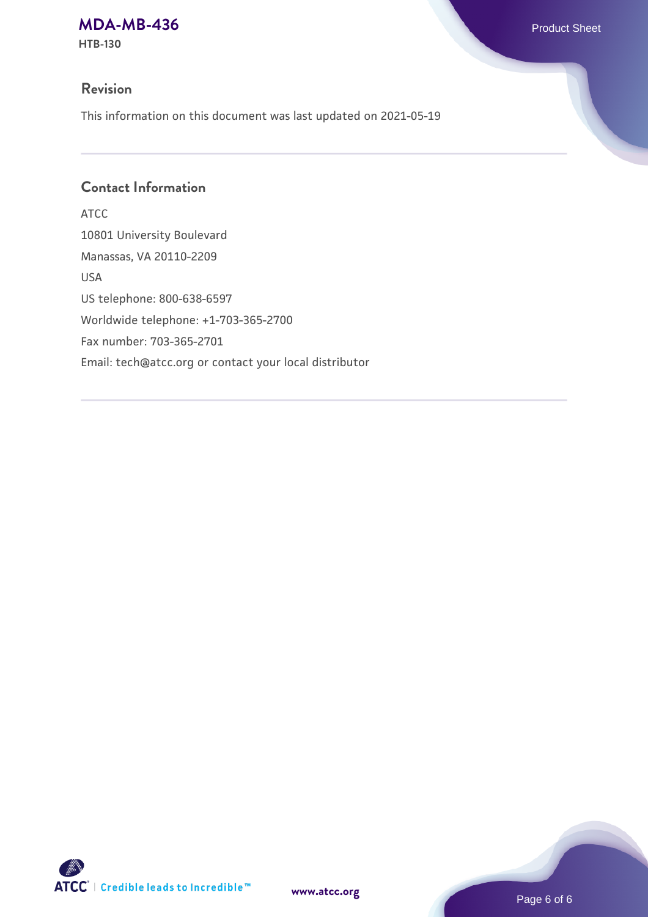## Revision

This information on this document was last updated on 2021-05-19

## Contact Information

ATCC
10801 University Boulevard
Manassas, VA 20110-2209
USA
US telephone: 800-638-6597
Worldwide telephone: +1-703-365-2700
Fax number: 703-365-2701
Email: tech@atcc.org or contact your local distributor